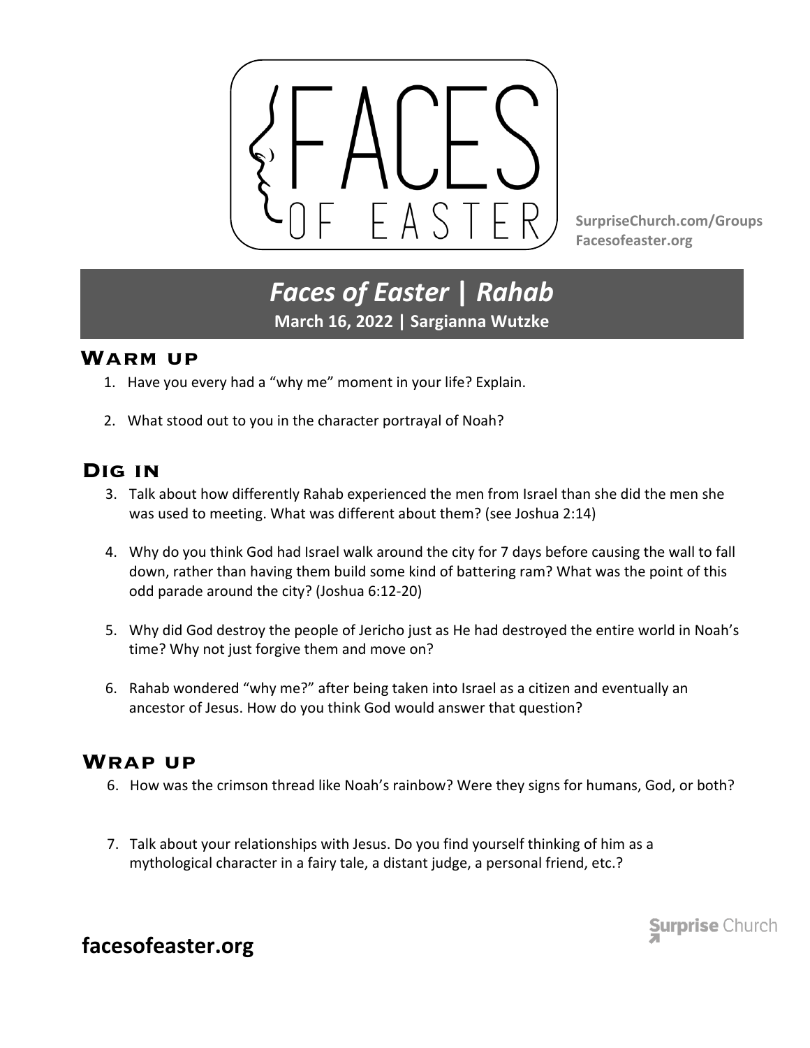# FACES OF EASTER

**SurpriseChurch.com/Groups**
**Facesofeaster.org**

## *Faces of Easter | Rahab*

**March 16, 2022 | Sargianna Wutzke**

### Warm up

1. Have you every had a "why me" moment in your life? Explain.
2. What stood out to you in the character portrayal of Noah?

### Dig in

3. Talk about how differently Rahab experienced the men from Israel than she did the men she was used to meeting. What was different about them? (see Joshua 2:14)
4. Why do you think God had Israel walk around the city for 7 days before causing the wall to fall down, rather than having them build some kind of battering ram? What was the point of this odd parade around the city? (Joshua 6:12-20)
5. Why did God destroy the people of Jericho just as He had destroyed the entire world in Noah's time? Why not just forgive them and move on?
6. Rahab wondered "why me?" after being taken into Israel as a citizen and eventually an ancestor of Jesus. How do you think God would answer that question?

### Wrap up

6. How was the crimson thread like Noah's rainbow? Were they signs for humans, God, or both?
7. Talk about your relationships with Jesus. Do you find yourself thinking of him as a mythological character in a fairy tale, a distant judge, a personal friend, etc.?

## facesofeaster.org

Surprise Church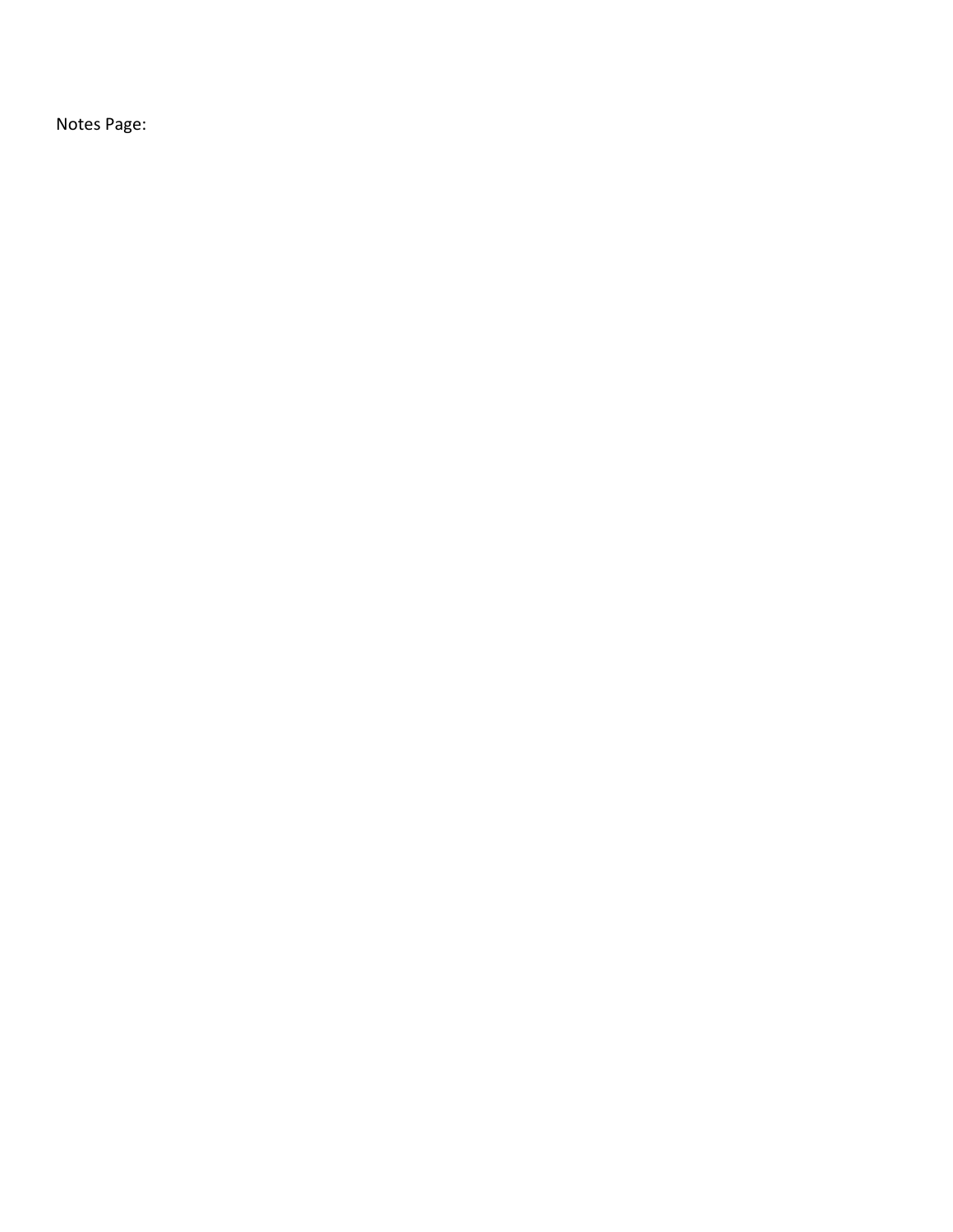Notes Page: